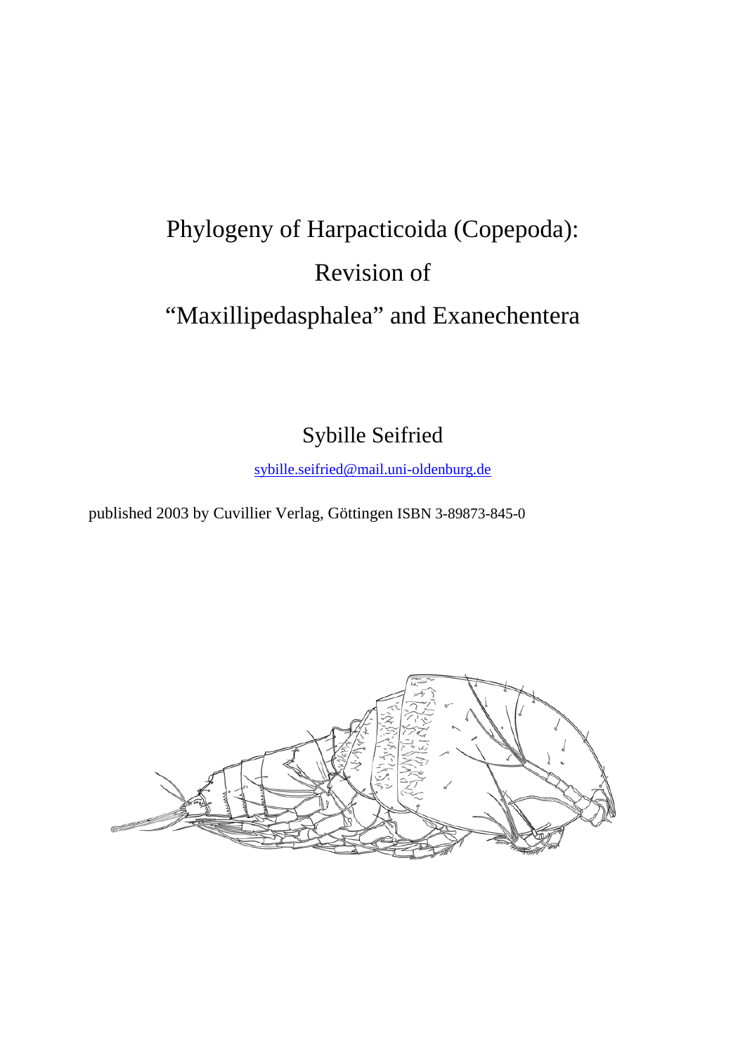# Phylogeny of Harpacticoida (Copepoda): Revision of "Maxillipedasphalea" and Exanechentera

Sybille Seifried

sybille.seifried@mail.uni-oldenburg.de

published 2003 by Cuvillier Verlag, Göttingen ISBN 3-89873-845-0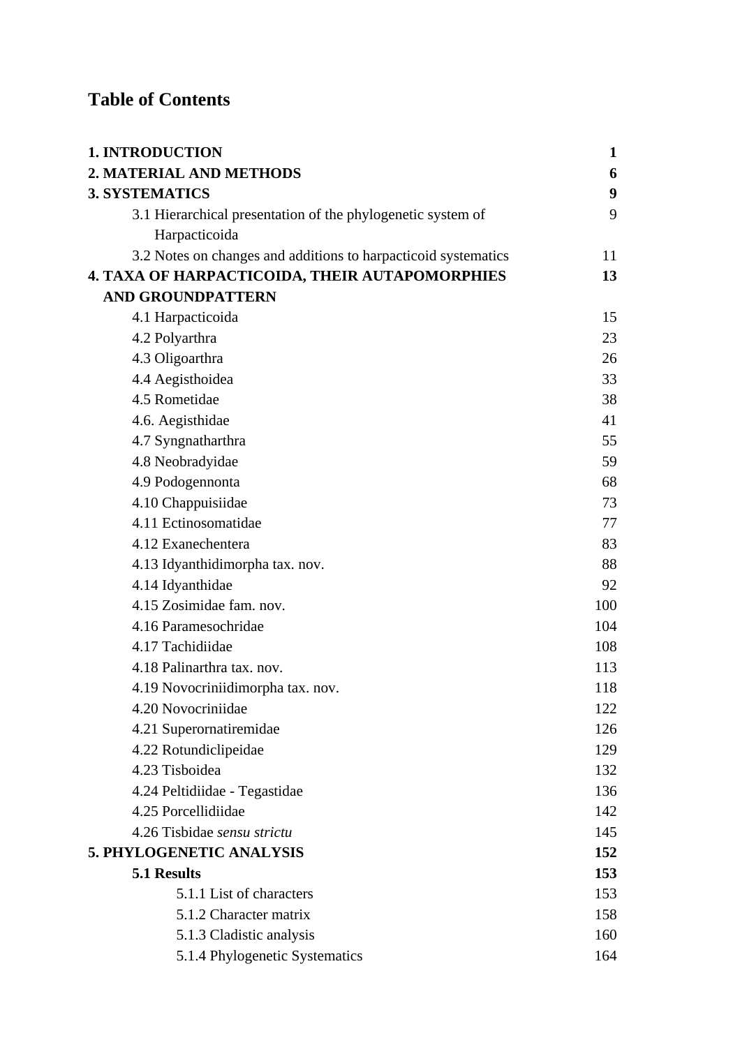# Table of Contents

| | |
|---|---|
| **1. INTRODUCTION** | **1** |
| **2. MATERIAL AND METHODS** | **6** |
| **3. SYSTEMATICS** | **9** |
| 3.1 Hierarchical presentation of the phylogenetic system of Harpacticoida | 9 |
| 3.2 Notes on changes and additions to harpacticoid systematics | 11 |
| **4. TAXA OF HARPACTICOIDA, THEIR AUTAPOMORPHIES AND GROUNDPATTERN** | **13** |
| 4.1 Harpacticoida | 15 |
| 4.2 Polyarthra | 23 |
| 4.3 Oligoarthra | 26 |
| 4.4 Aegisthoidea | 33 |
| 4.5 Rometidae | 38 |
| 4.6. Aegisthidae | 41 |
| 4.7 Syngnatharthra | 55 |
| 4.8 Neobradyidae | 59 |
| 4.9 Podogennonta | 68 |
| 4.10 Chappuisiidae | 73 |
| 4.11 Ectinosomatidae | 77 |
| 4.12 Exanechentera | 83 |
| 4.13 Idyanthidimorpha tax. nov. | 88 |
| 4.14 Idyanthidae | 92 |
| 4.15 Zosimidae fam. nov. | 100 |
| 4.16 Paramesochridae | 104 |
| 4.17 Tachidiidae | 108 |
| 4.18 Palinarthra tax. nov. | 113 |
| 4.19 Novocriniidimorpha tax. nov. | 118 |
| 4.20 Novocriniidae | 122 |
| 4.21 Superornatiremidae | 126 |
| 4.22 Rotundiclipeidae | 129 |
| 4.23 Tisboidea | 132 |
| 4.24 Peltidiidae - Tegastidae | 136 |
| 4.25 Porcellidiidae | 142 |
| 4.26 Tisbidae *sensu strictu* | 145 |
| **5. PHYLOGENETIC ANALYSIS** | **152** |
| **5.1 Results** | **153** |
| 5.1.1 List of characters | 153 |
| 5.1.2 Character matrix | 158 |
| 5.1.3 Cladistic analysis | 160 |
| 5.1.4 Phylogenetic Systematics | 164 |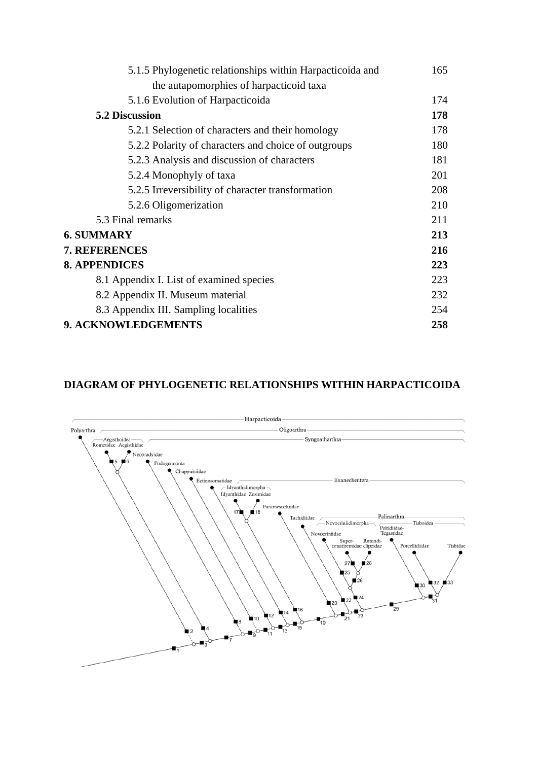| | |
|---|---|
| 5.1.5 Phylogenetic relationships within Harpacticoida and the autapomorphies of harpacticoid taxa | 165 |
| 5.1.6 Evolution of Harpacticoida | 174 |
| **5.2 Discussion** | **178** |
| 5.2.1 Selection of characters and their homology | 178 |
| 5.2.2 Polarity of characters and choice of outgroups | 180 |
| 5.2.3 Analysis and discussion of characters | 181 |
| 5.2.4 Monophyly of taxa | 201 |
| 5.2.5 Irreversibility of character transformation | 208 |
| 5.2.6 Oligomerization | 210 |
| 5.3 Final remarks | 211 |
| **6. SUMMARY** | **213** |
| **7. REFERENCES** | **216** |
| **8. APPENDICES** | **223** |
| 8.1 Appendix I. List of examined species | 223 |
| 8.2 Appendix II. Museum material | 232 |
| 8.3 Appendix III. Sampling localities | 254 |
| **9. ACKNOWLEDGEMENTS** | **258** |

**DIAGRAM OF PHYLOGENETIC RELATIONSHIPS WITHIN HARPACTICOIDA**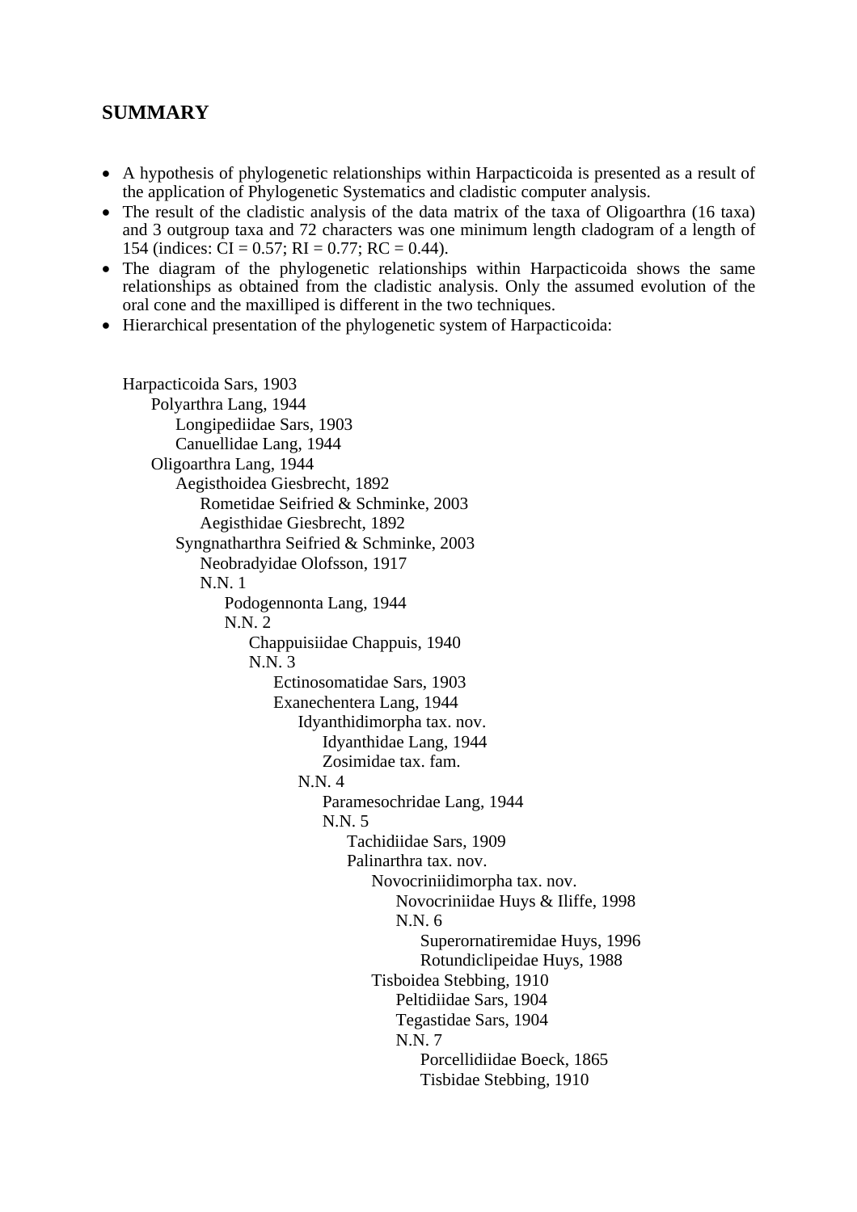## SUMMARY

- A hypothesis of phylogenetic relationships within Harpacticoida is presented as a result of the application of Phylogenetic Systematics and cladistic computer analysis.
- The result of the cladistic analysis of the data matrix of the taxa of Oligoarthra (16 taxa) and 3 outgroup taxa and 72 characters was one minimum length cladogram of a length of 154 (indices: CI = 0.57; RI = 0.77; RC = 0.44).
- The diagram of the phylogenetic relationships within Harpacticoida shows the same relationships as obtained from the cladistic analysis. Only the assumed evolution of the oral cone and the maxilliped is different in the two techniques.
- Hierarchical presentation of the phylogenetic system of Harpacticoida:

- Harpacticoida Sars, 1903
  - Polyarthra Lang, 1944
    - Longipediidae Sars, 1903
    - Canuellidae Lang, 1944
  - Oligoarthra Lang, 1944
    - Aegisthoidea Giesbrecht, 1892
      - Rometidae Seifried & Schminke, 2003
      - Aegisthidae Giesbrecht, 1892
    - Syngnatharthra Seifried & Schminke, 2003
      - Neobradyidae Olofsson, 1917
      - N.N. 1
        - Podogennonta Lang, 1944
        - N.N. 2
          - Chappuisiidae Chappuis, 1940
          - N.N. 3
            - Ectinosomatidae Sars, 1903
            - Exanechentera Lang, 1944
              - Idyanthidimorpha tax. nov.
                - Idyanthidae Lang, 1944
                - Zosimidae tax. fam.
              - N.N. 4
                - Paramesochridae Lang, 1944
                - N.N. 5
                  - Tachidiidae Sars, 1909
                  - Palinarthra tax. nov.
                    - Novocriniidimorpha tax. nov.
                      - Novocriniidae Huys & Iliffe, 1998
                      - N.N. 6
                        - Superornatiremidae Huys, 1996
                        - Rotundiclipeidae Huys, 1988
                    - Tisboidea Stebbing, 1910
                      - Peltidiidae Sars, 1904
                      - Tegastidae Sars, 1904
                      - N.N. 7
                        - Porcellidiidae Boeck, 1865
                        - Tisbidae Stebbing, 1910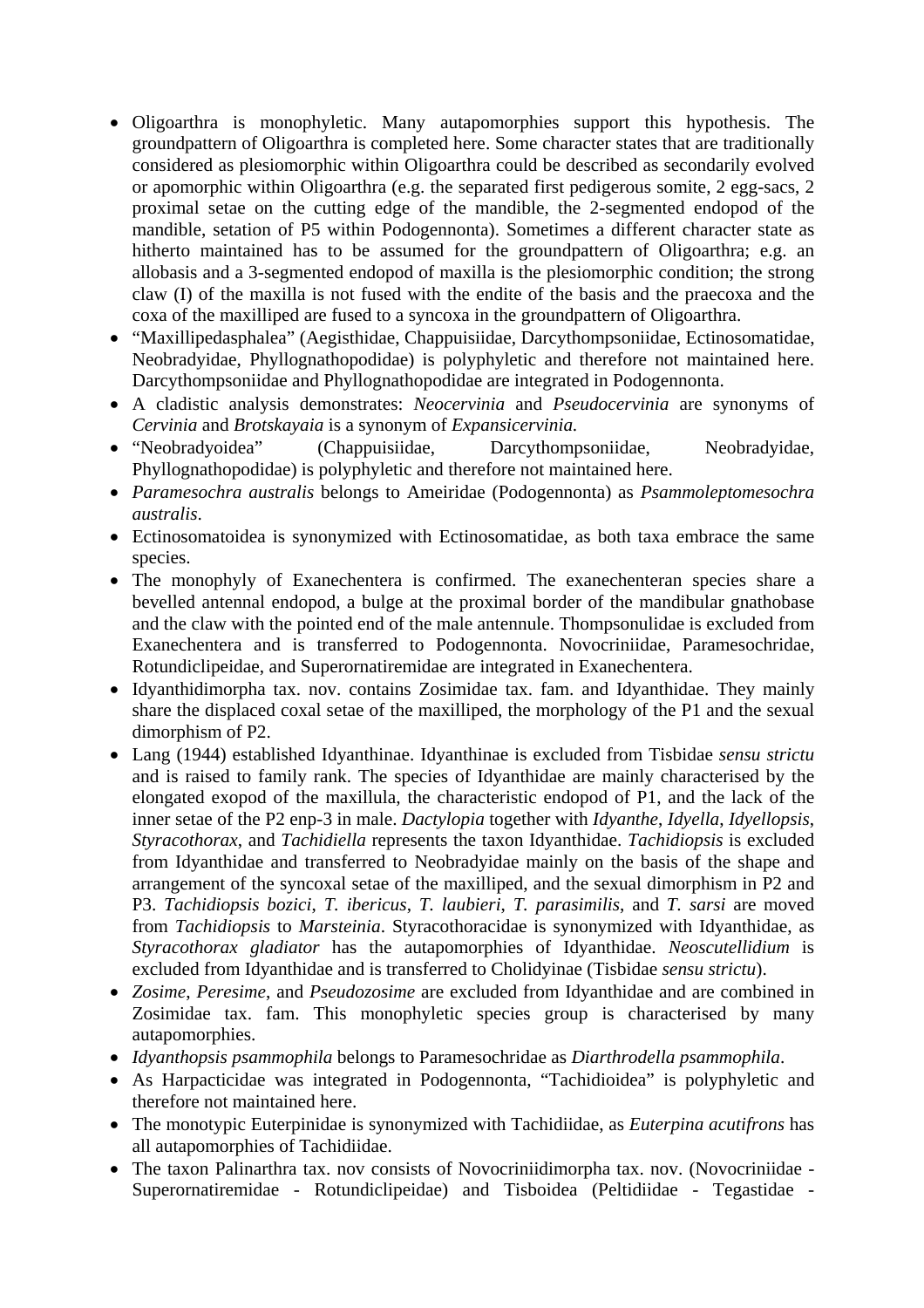- Oligoarthra is monophyletic. Many autapomorphies support this hypothesis. The groundpattern of Oligoarthra is completed here. Some character states that are traditionally considered as plesiomorphic within Oligoarthra could be described as secondarily evolved or apomorphic within Oligoarthra (e.g. the separated first pedigerous somite, 2 egg-sacs, 2 proximal setae on the cutting edge of the mandible, the 2-segmented endopod of the mandible, setation of P5 within Podogennonta). Sometimes a different character state as hitherto maintained has to be assumed for the groundpattern of Oligoarthra; e.g. an allobasis and a 3-segmented endopod of maxilla is the plesiomorphic condition; the strong claw (I) of the maxilla is not fused with the endite of the basis and the praecoxa and the coxa of the maxilliped are fused to a syncoxa in the groundpattern of Oligoarthra.
- “Maxillipedasphalea” (Aegisthidae, Chappuisiidae, Darcythompsoniidae, Ectinosomatidae, Neobradyidae, Phyllognathopodidae) is polyphyletic and therefore not maintained here. Darcythompsoniidae and Phyllognathopodidae are integrated in Podogennonta.
- A cladistic analysis demonstrates: *Neocervinia* and *Pseudocervinia* are synonyms of *Cervinia* and *Brotskayaia* is a synonym of *Expansicervinia*.
- “Neobradyoidea” (Chappuisiidae, Darcythompsoniidae, Neobradyidae, Phyllognathopodidae) is polyphyletic and therefore not maintained here.
- *Paramesochra australis* belongs to Ameiridae (Podogennonta) as *Psammoleptomesochra australis*.
- Ectinosomatoidea is synonymized with Ectinosomatidae, as both taxa embrace the same species.
- The monophyly of Exanechentera is confirmed. The exanechenteran species share a bevelled antennal endopod, a bulge at the proximal border of the mandibular gnathobase and the claw with the pointed end of the male antennule. Thompsonulidae is excluded from Exanechentera and is transferred to Podogennonta. Novocriniidae, Paramesochridae, Rotundiclipeidae, and Superornatiremidae are integrated in Exanechentera.
- Idyanthidimorpha tax. nov. contains Zosimidae tax. fam. and Idyanthidae. They mainly share the displaced coxal setae of the maxilliped, the morphology of the P1 and the sexual dimorphism of P2.
- Lang (1944) established Idyanthinae. Idyanthinae is excluded from Tisbidae *sensu strictu* and is raised to family rank. The species of Idyanthidae are mainly characterised by the elongated exopod of the maxillula, the characteristic endopod of P1, and the lack of the inner setae of the P2 enp-3 in male. *Dactylopia* together with *Idyanthe*, *Idyella*, *Idyellopsis*, *Styracothorax*, and *Tachidiella* represents the taxon Idyanthidae. *Tachidiopsis* is excluded from Idyanthidae and transferred to Neobradyidae mainly on the basis of the shape and arrangement of the syncoxal setae of the maxilliped, and the sexual dimorphism in P2 and P3. *Tachidiopsis bozici*, *T. ibericus*, *T. laubieri*, *T. parasimilis*, and *T. sarsi* are moved from *Tachidiopsis* to *Marsteinia*. Styracothoracidae is synonymized with Idyanthidae, as *Styracothorax gladiator* has the autapomorphies of Idyanthidae. *Neoscutellidium* is excluded from Idyanthidae and is transferred to Cholidyinae (Tisbidae *sensu strictu*).
- *Zosime*, *Peresime*, and *Pseudozosime* are excluded from Idyanthidae and are combined in Zosimidae tax. fam. This monophyletic species group is characterised by many autapomorphies.
- *Idyanthopsis psammophila* belongs to Paramesochridae as *Diarthrodella psammophila*.
- As Harpacticidae was integrated in Podogennonta, “Tachidioidea” is polyphyletic and therefore not maintained here.
- The monotypic Euterpinidae is synonymized with Tachidiidae, as *Euterpina acutifrons* has all autapomorphies of Tachidiidae.
- The taxon Palinarthra tax. nov consists of Novocriniidimorpha tax. nov. (Novocriniidae - Superornatiremidae - Rotundiclipeidae) and Tisboidea (Peltidiidae - Tegastidae -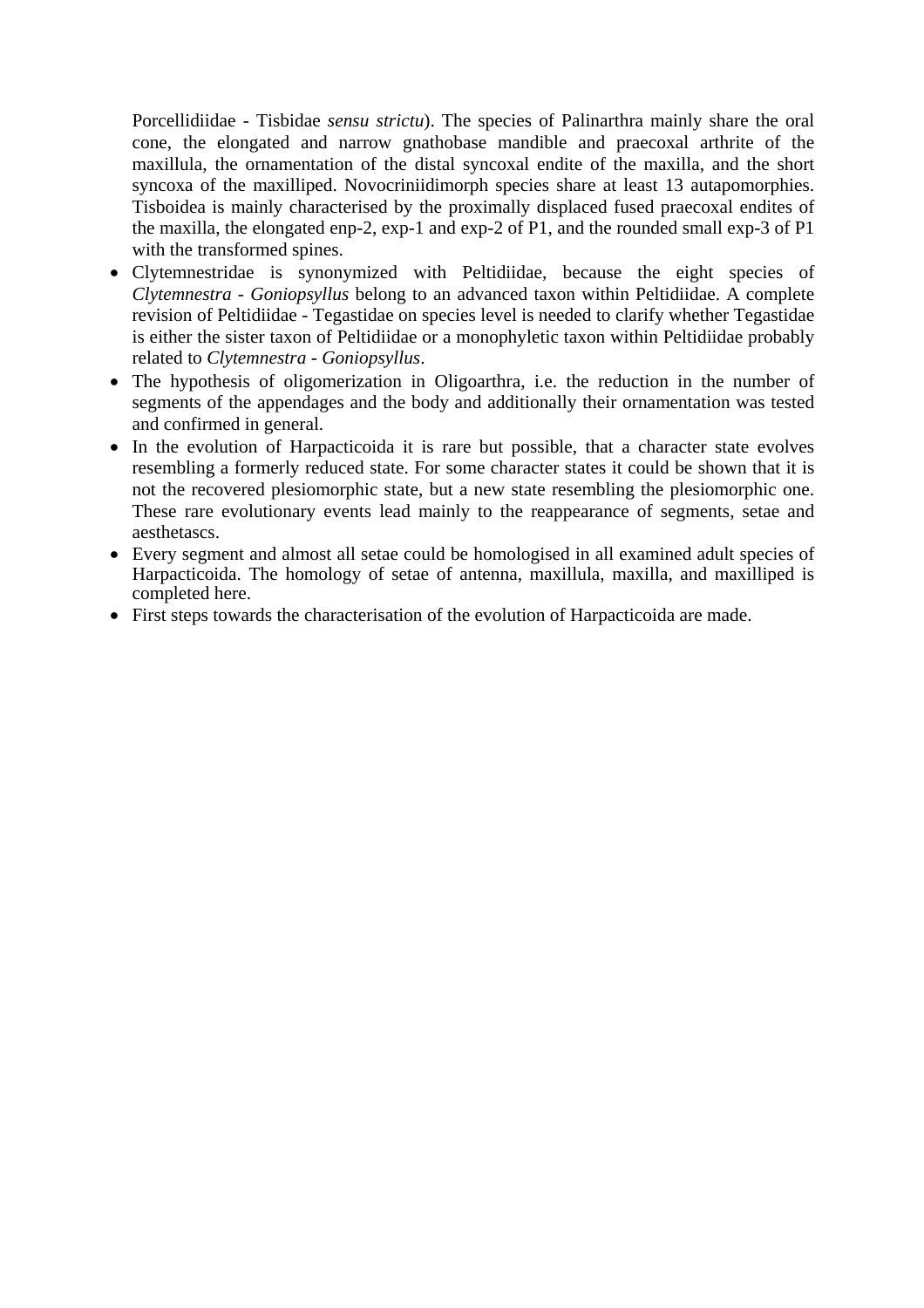Porcellidiidae - Tisbidae *sensu strictu*). The species of Palinarthra mainly share the oral cone, the elongated and narrow gnathobase mandible and praecoxal arthrite of the maxillula, the ornamentation of the distal syncoxal endite of the maxilla, and the short syncoxa of the maxilliped. Novocriniidimorph species share at least 13 autapomorphies. Tisboidea is mainly characterised by the proximally displaced fused praecoxal endites of the maxilla, the elongated enp-2, exp-1 and exp-2 of P1, and the rounded small exp-3 of P1 with the transformed spines.

- Clytemnestridae is synonymized with Peltidiidae, because the eight species of *Clytemnestra* - *Goniopsyllus* belong to an advanced taxon within Peltidiidae. A complete revision of Peltidiidae - Tegastidae on species level is needed to clarify whether Tegastidae is either the sister taxon of Peltidiidae or a monophyletic taxon within Peltidiidae probably related to *Clytemnestra* - *Goniopsyllus*.
- The hypothesis of oligomerization in Oligoarthra, i.e. the reduction in the number of segments of the appendages and the body and additionally their ornamentation was tested and confirmed in general.
- In the evolution of Harpacticoida it is rare but possible, that a character state evolves resembling a formerly reduced state. For some character states it could be shown that it is not the recovered plesiomorphic state, but a new state resembling the plesiomorphic one. These rare evolutionary events lead mainly to the reappearance of segments, setae and aesthetascs.
- Every segment and almost all setae could be homologised in all examined adult species of Harpacticoida. The homology of setae of antenna, maxillula, maxilla, and maxilliped is completed here.
- First steps towards the characterisation of the evolution of Harpacticoida are made.